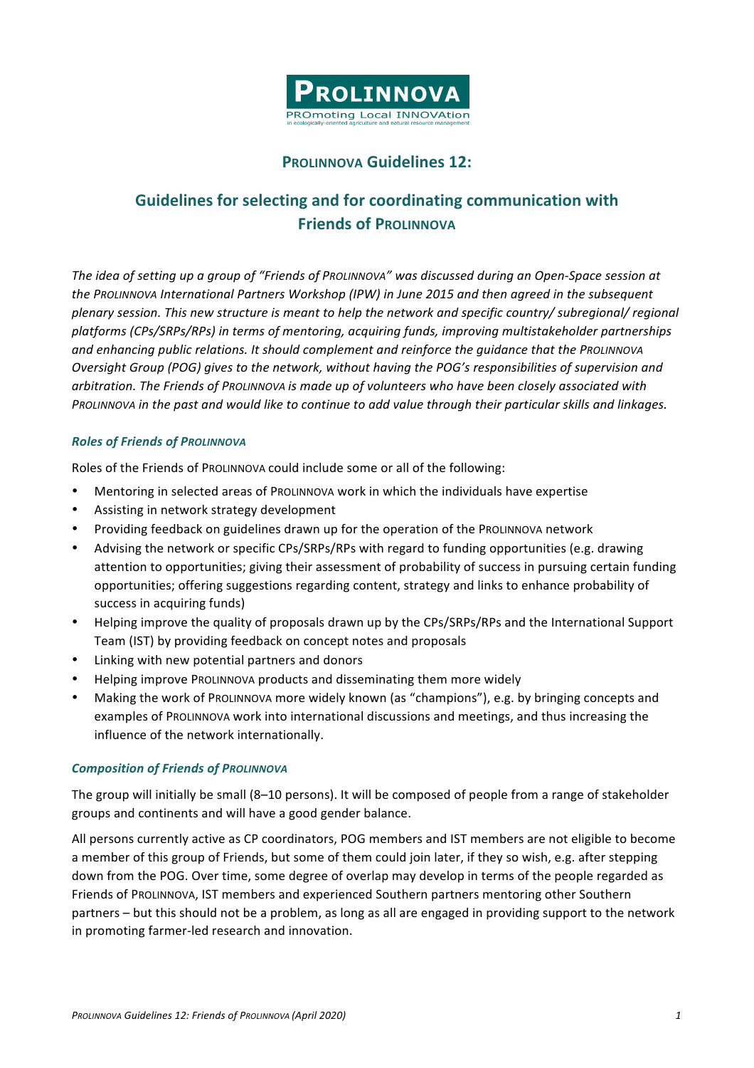PROLINNOVA
PROmoting Local INNOVAtion
in ecologically-oriented agriculture and natural resource management

# PROLINNOVA Guidelines 12:

## Guidelines for selecting and for coordinating communication with Friends of PROLINNOVA

*The idea of setting up a group of "Friends of PROLINNOVA" was discussed during an Open-Space session at the PROLINNOVA International Partners Workshop (IPW) in June 2015 and then agreed in the subsequent plenary session. This new structure is meant to help the network and specific country/ subregional/ regional platforms (CPs/SRPs/RPs) in terms of mentoring, acquiring funds, improving multistakeholder partnerships and enhancing public relations. It should complement and reinforce the guidance that the PROLINNOVA Oversight Group (POG) gives to the network, without having the POG's responsibilities of supervision and arbitration. The Friends of PROLINNOVA is made up of volunteers who have been closely associated with PROLINNOVA in the past and would like to continue to add value through their particular skills and linkages.*

### *Roles of Friends of PROLINNOVA*

Roles of the Friends of PROLINNOVA could include some or all of the following:

- Mentoring in selected areas of PROLINNOVA work in which the individuals have expertise
- Assisting in network strategy development
- Providing feedback on guidelines drawn up for the operation of the PROLINNOVA network
- Advising the network or specific CPs/SRPs/RPs with regard to funding opportunities (e.g. drawing attention to opportunities; giving their assessment of probability of success in pursuing certain funding opportunities; offering suggestions regarding content, strategy and links to enhance probability of success in acquiring funds)
- Helping improve the quality of proposals drawn up by the CPs/SRPs/RPs and the International Support Team (IST) by providing feedback on concept notes and proposals
- Linking with new potential partners and donors
- Helping improve PROLINNOVA products and disseminating them more widely
- Making the work of PROLINNOVA more widely known (as "champions"), e.g. by bringing concepts and examples of PROLINNOVA work into international discussions and meetings, and thus increasing the influence of the network internationally.

### *Composition of Friends of PROLINNOVA*

The group will initially be small (8–10 persons). It will be composed of people from a range of stakeholder groups and continents and will have a good gender balance.

All persons currently active as CP coordinators, POG members and IST members are not eligible to become a member of this group of Friends, but some of them could join later, if they so wish, e.g. after stepping down from the POG. Over time, some degree of overlap may develop in terms of the people regarded as Friends of PROLINNOVA, IST members and experienced Southern partners mentoring other Southern partners – but this should not be a problem, as long as all are engaged in providing support to the network in promoting farmer-led research and innovation.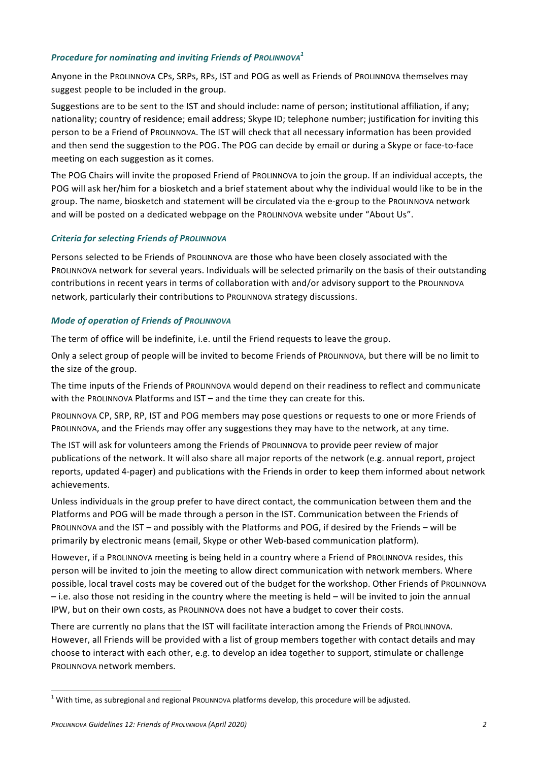### *Procedure for nominating and inviting Friends of PROLINNOVA*[1]

Anyone in the PROLINNOVA CPs, SRPs, RPs, IST and POG as well as Friends of PROLINNOVA themselves may suggest people to be included in the group.

Suggestions are to be sent to the IST and should include: name of person; institutional affiliation, if any; nationality; country of residence; email address; Skype ID; telephone number; justification for inviting this person to be a Friend of PROLINNOVA. The IST will check that all necessary information has been provided and then send the suggestion to the POG. The POG can decide by email or during a Skype or face-to-face meeting on each suggestion as it comes.

The POG Chairs will invite the proposed Friend of PROLINNOVA to join the group. If an individual accepts, the POG will ask her/him for a biosketch and a brief statement about why the individual would like to be in the group. The name, biosketch and statement will be circulated via the e-group to the PROLINNOVA network and will be posted on a dedicated webpage on the PROLINNOVA website under "About Us".

### *Criteria for selecting Friends of PROLINNOVA*

Persons selected to be Friends of PROLINNOVA are those who have been closely associated with the PROLINNOVA network for several years. Individuals will be selected primarily on the basis of their outstanding contributions in recent years in terms of collaboration with and/or advisory support to the PROLINNOVA network, particularly their contributions to PROLINNOVA strategy discussions.

### *Mode of operation of Friends of PROLINNOVA*

The term of office will be indefinite, i.e. until the Friend requests to leave the group.

Only a select group of people will be invited to become Friends of PROLINNOVA, but there will be no limit to the size of the group.

The time inputs of the Friends of PROLINNOVA would depend on their readiness to reflect and communicate with the PROLINNOVA Platforms and IST – and the time they can create for this.

PROLINNOVA CP, SRP, RP, IST and POG members may pose questions or requests to one or more Friends of PROLINNOVA, and the Friends may offer any suggestions they may have to the network, at any time.

The IST will ask for volunteers among the Friends of PROLINNOVA to provide peer review of major publications of the network. It will also share all major reports of the network (e.g. annual report, project reports, updated 4-pager) and publications with the Friends in order to keep them informed about network achievements.

Unless individuals in the group prefer to have direct contact, the communication between them and the Platforms and POG will be made through a person in the IST. Communication between the Friends of PROLINNOVA and the IST – and possibly with the Platforms and POG, if desired by the Friends – will be primarily by electronic means (email, Skype or other Web-based communication platform).

However, if a PROLINNOVA meeting is being held in a country where a Friend of PROLINNOVA resides, this person will be invited to join the meeting to allow direct communication with network members. Where possible, local travel costs may be covered out of the budget for the workshop. Other Friends of PROLINNOVA – i.e. also those not residing in the country where the meeting is held – will be invited to join the annual IPW, but on their own costs, as PROLINNOVA does not have a budget to cover their costs.

There are currently no plans that the IST will facilitate interaction among the Friends of PROLINNOVA. However, all Friends will be provided with a list of group members together with contact details and may choose to interact with each other, e.g. to develop an idea together to support, stimulate or challenge PROLINNOVA network members.

[1] With time, as subregional and regional PROLINNOVA platforms develop, this procedure will be adjusted.